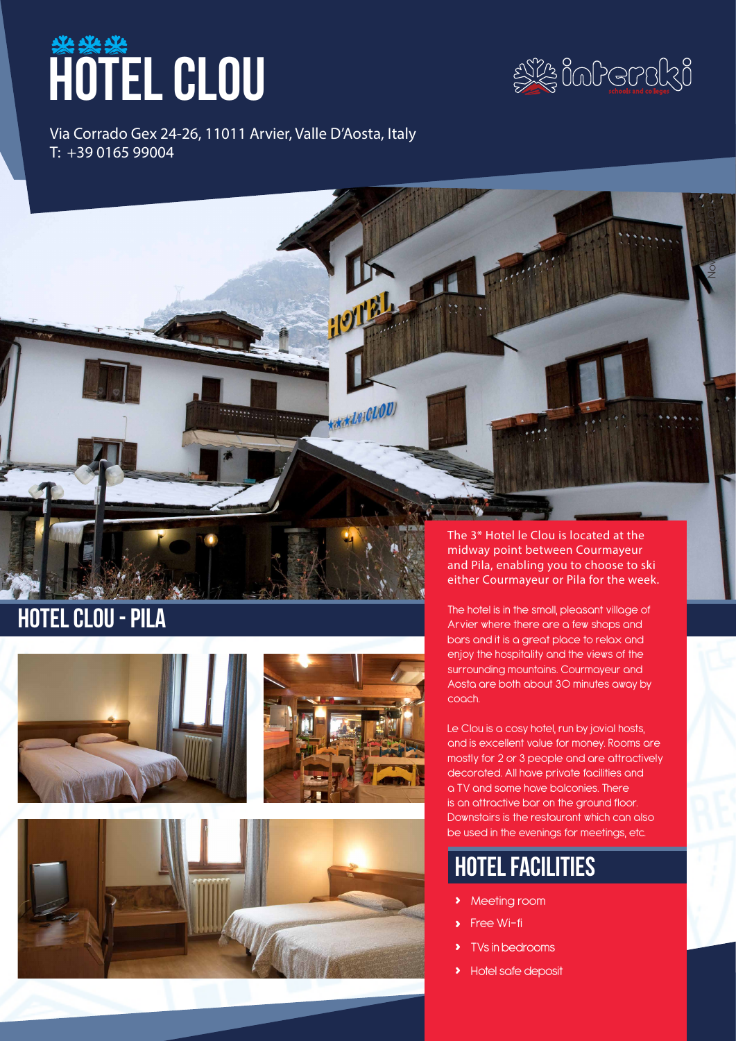# HOTEL CLOU

Via Corrado Gex 24-26, 11011 Arvier, Valle D'Aosta, Italy
T: +39 0165 99004

## HOTEL CLOU - PILA

The 3* Hotel le Clou is located at the midway point between Courmayeur and Pila, enabling you to choose to ski either Courmayeur or Pila for the week.

The hotel is in the small, pleasant village of Arvier where there are a few shops and bars and it is a great place to relax and enjoy the hospitality and the views of the surrounding mountains. Courmayeur and Aosta are both about 30 minutes away by coach.

Le Clou is a cosy hotel, run by jovial hosts, and is excellent value for money. Rooms are mostly for 2 or 3 people and are attractively decorated. All have private facilities and a TV and some have balconies. There is an attractive bar on the ground floor. Downstairs is the restaurant which can also be used in the evenings for meetings, etc.

## HOTEL FACILITIES

- Meeting room
- Free Wi-fi
- TVs in bedrooms
- Hotel safe deposit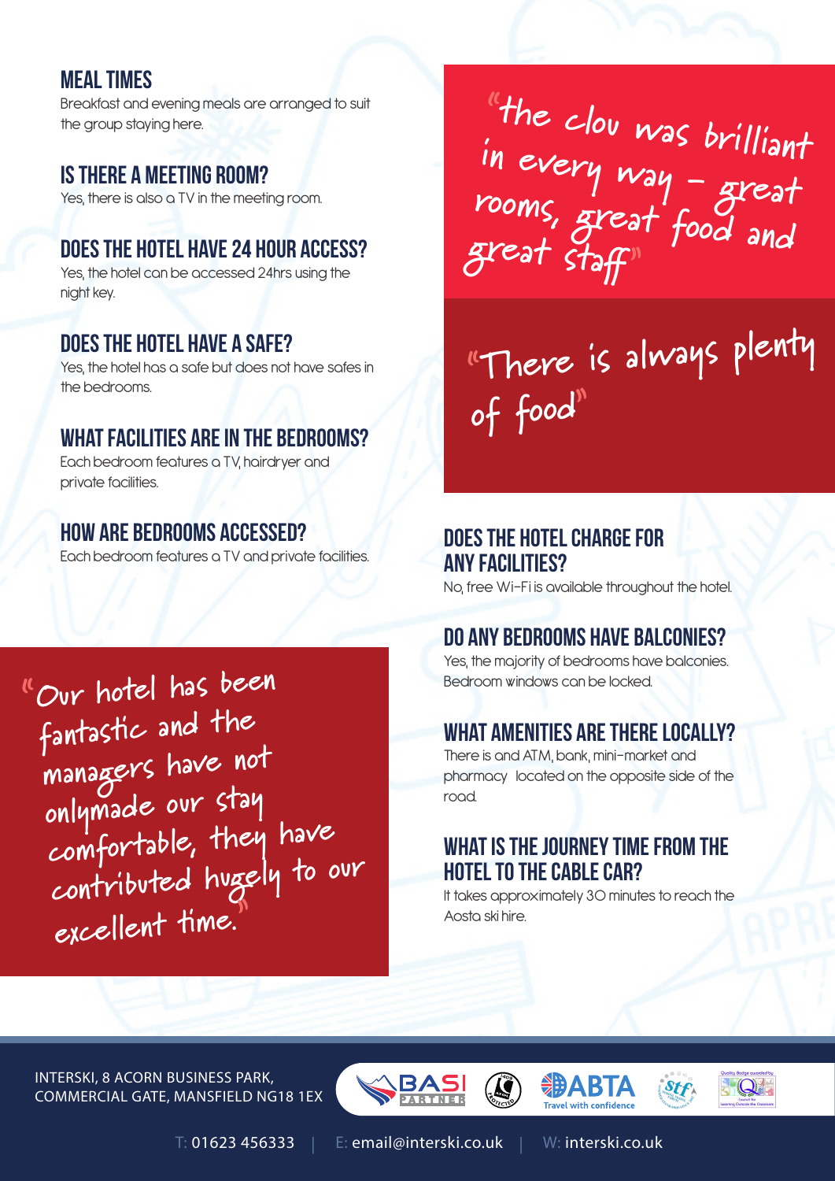## MEAL TIMES

Breakfast and evening meals are arranged to suit the group staying here.

## IS THERE A MEETING ROOM?

Yes, there is also a TV in the meeting room.

## DOES THE HOTEL HAVE 24 HOUR ACCESS?

Yes, the hotel can be accessed 24hrs using the night key.

## DOES THE HOTEL HAVE A SAFE?

Yes, the hotel has a safe but does not have safes in the bedrooms.

## WHAT FACILITIES ARE IN THE BEDROOMS?

Each bedroom features a TV, hairdryer and private facilities.

## HOW ARE BEDROOMS ACCESSED?

Each bedroom features a TV and private facilities.

"Our hotel has been fantastic and the managers have not onlymade our stay comfortable, they have contributed hugely to our excellent time."

"the clou was brilliant in every way - great rooms, great food and great staff"

"There is always plenty of food"

## DOES THE HOTEL CHARGE FOR ANY FACILITIES?

No, free Wi-Fi is available throughout the hotel.

## DO ANY BEDROOMS HAVE BALCONIES?

Yes, the majority of bedrooms have balconies. Bedroom windows can be locked.

## WHAT AMENITIES ARE THERE LOCALLY?

There is and ATM, bank, mini-market and pharmacy located on the opposite side of the road.

## WHAT IS THE JOURNEY TIME FROM THE HOTEL TO THE CABLE CAR?

It takes approximately 30 minutes to reach the Aosta ski hire.

INTERSKI, 8 ACORN BUSINESS PARK, COMMERCIAL GATE, MANSFIELD NG18 1EX

T: 01623 456333 | E: email@interski.co.uk | W: interski.co.uk